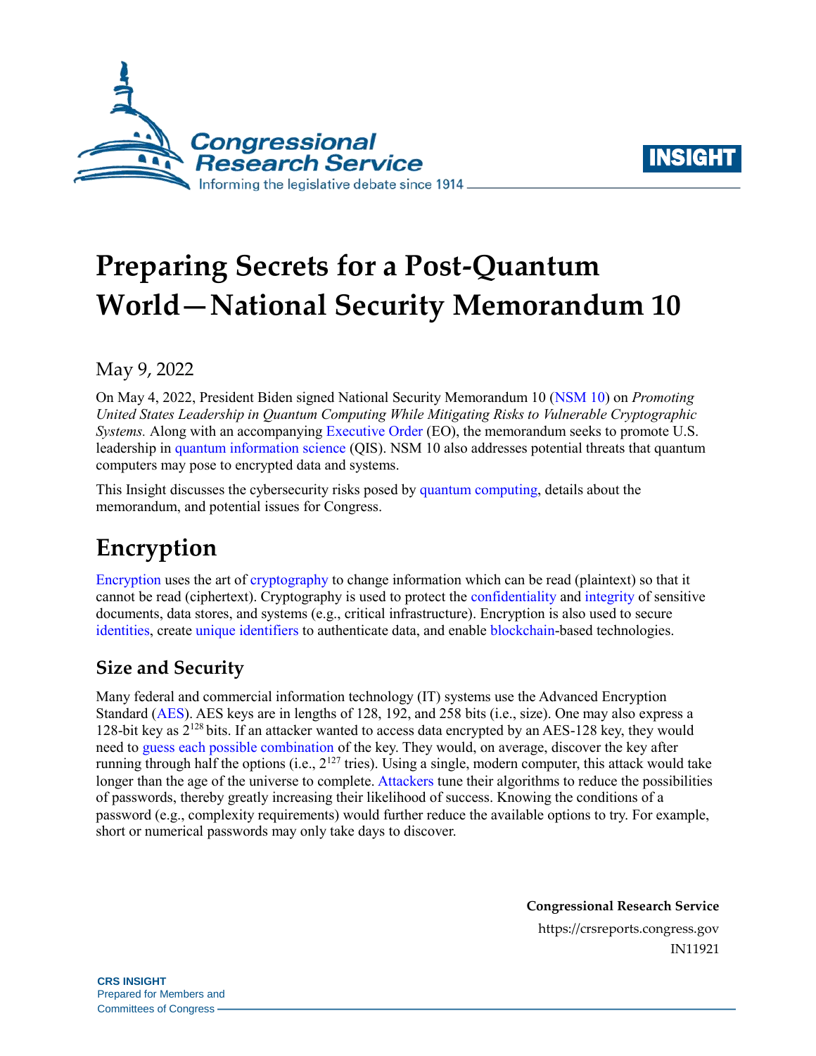# Preparing Secrets for a Post-Quantum World—National Security Memorandum 10

May 9, 2022

On May 4, 2022, President Biden signed National Security Memorandum 10 (NSM 10) on *Promoting United States Leadership in Quantum Computing While Mitigating Risks to Vulnerable Cryptographic Systems.* Along with an accompanying Executive Order (EO), the memorandum seeks to promote U.S. leadership in quantum information science (QIS). NSM 10 also addresses potential threats that quantum computers may pose to encrypted data and systems.

This Insight discusses the cybersecurity risks posed by quantum computing, details about the memorandum, and potential issues for Congress.

## Encryption

Encryption uses the art of cryptography to change information which can be read (plaintext) so that it cannot be read (ciphertext). Cryptography is used to protect the confidentiality and integrity of sensitive documents, data stores, and systems (e.g., critical infrastructure). Encryption is also used to secure identities, create unique identifiers to authenticate data, and enable blockchain-based technologies.

### Size and Security

Many federal and commercial information technology (IT) systems use the Advanced Encryption Standard (AES). AES keys are in lengths of 128, 192, and 258 bits (i.e., size). One may also express a 128-bit key as $2^{128}$ bits. If an attacker wanted to access data encrypted by an AES-128 key, they would need to guess each possible combination of the key. They would, on average, discover the key after running through half the options (i.e., $2^{127}$ tries). Using a single, modern computer, this attack would take longer than the age of the universe to complete. Attackers tune their algorithms to reduce the possibilities of passwords, thereby greatly increasing their likelihood of success. Knowing the conditions of a password (e.g., complexity requirements) would further reduce the available options to try. For example, short or numerical passwords may only take days to discover.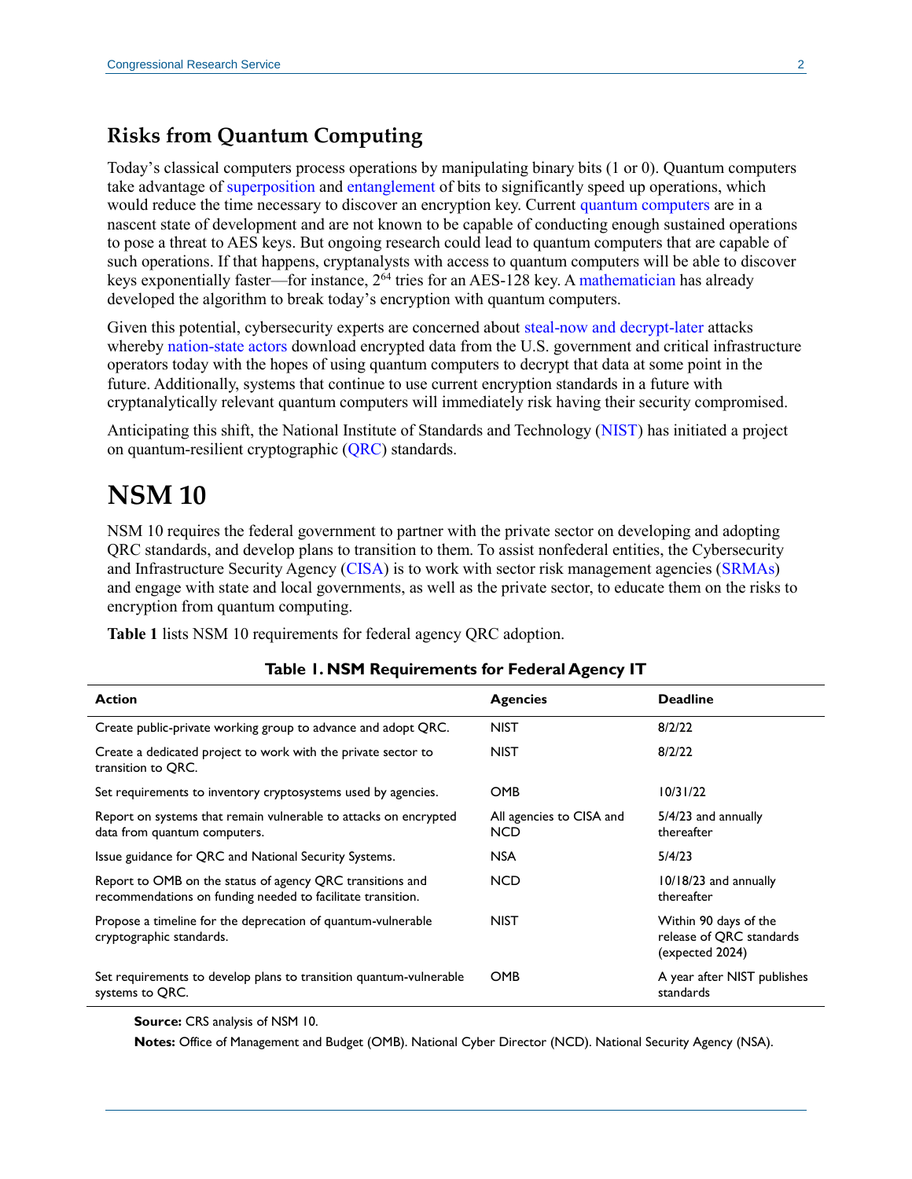## Risks from Quantum Computing

Today's classical computers process operations by manipulating binary bits (1 or 0). Quantum computers take advantage of superposition and entanglement of bits to significantly speed up operations, which would reduce the time necessary to discover an encryption key. Current quantum computers are in a nascent state of development and are not known to be capable of conducting enough sustained operations to pose a threat to AES keys. But ongoing research could lead to quantum computers that are capable of such operations. If that happens, cryptanalysts with access to quantum computers will be able to discover keys exponentially faster—for instance, $2^{64}$ tries for an AES-128 key. A mathematician has already developed the algorithm to break today's encryption with quantum computers.

Given this potential, cybersecurity experts are concerned about steal-now and decrypt-later attacks whereby nation-state actors download encrypted data from the U.S. government and critical infrastructure operators today with the hopes of using quantum computers to decrypt that data at some point in the future. Additionally, systems that continue to use current encryption standards in a future with cryptanalytically relevant quantum computers will immediately risk having their security compromised.

Anticipating this shift, the National Institute of Standards and Technology (NIST) has initiated a project on quantum-resilient cryptographic (QRC) standards.

# NSM 10

NSM 10 requires the federal government to partner with the private sector on developing and adopting QRC standards, and develop plans to transition to them. To assist nonfederal entities, the Cybersecurity and Infrastructure Security Agency (CISA) is to work with sector risk management agencies (SRMAs) and engage with state and local governments, as well as the private sector, to educate them on the risks to encryption from quantum computing.

**Table 1** lists NSM 10 requirements for federal agency QRC adoption.

**Table 1. NSM Requirements for Federal Agency IT**

| Action | Agencies | Deadline |
|---|---|---|
| Create public-private working group to advance and adopt QRC. | NIST | 8/2/22 |
| Create a dedicated project to work with the private sector to transition to QRC. | NIST | 8/2/22 |
| Set requirements to inventory cryptosystems used by agencies. | OMB | 10/31/22 |
| Report on systems that remain vulnerable to attacks on encrypted data from quantum computers. | All agencies to CISA and NCD | 5/4/23 and annually thereafter |
| Issue guidance for QRC and National Security Systems. | NSA | 5/4/23 |
| Report to OMB on the status of agency QRC transitions and recommendations on funding needed to facilitate transition. | NCD | 10/18/23 and annually thereafter |
| Propose a timeline for the deprecation of quantum-vulnerable cryptographic standards. | NIST | Within 90 days of the release of QRC standards (expected 2024) |
| Set requirements to develop plans to transition quantum-vulnerable systems to QRC. | OMB | A year after NIST publishes standards |

**Source:** CRS analysis of NSM 10.

**Notes:** Office of Management and Budget (OMB). National Cyber Director (NCD). National Security Agency (NSA).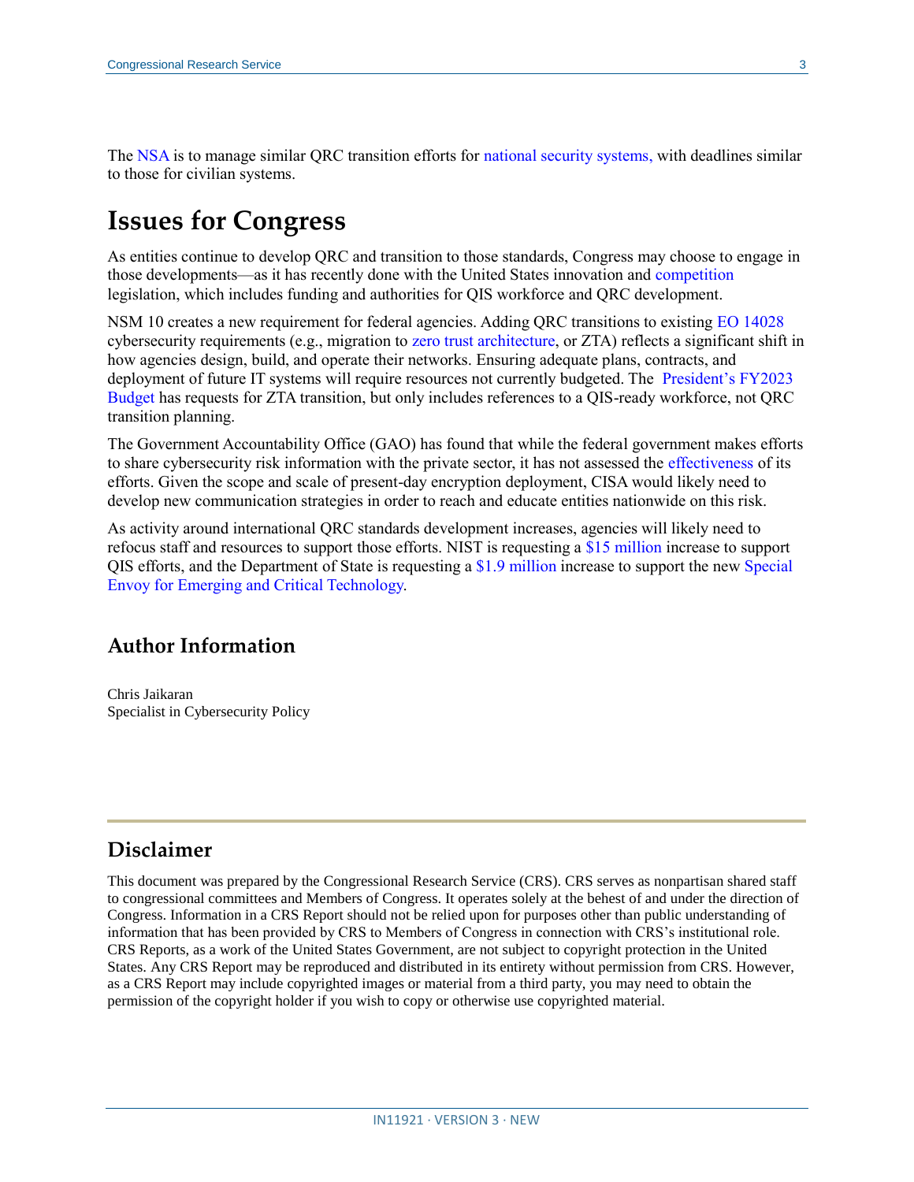The NSA is to manage similar QRC transition efforts for national security systems, with deadlines similar to those for civilian systems.

# Issues for Congress

As entities continue to develop QRC and transition to those standards, Congress may choose to engage in those developments—as it has recently done with the United States innovation and competition legislation, which includes funding and authorities for QIS workforce and QRC development.

NSM 10 creates a new requirement for federal agencies. Adding QRC transitions to existing EO 14028 cybersecurity requirements (e.g., migration to zero trust architecture, or ZTA) reflects a significant shift in how agencies design, build, and operate their networks. Ensuring adequate plans, contracts, and deployment of future IT systems will require resources not currently budgeted. The President's FY2023 Budget has requests for ZTA transition, but only includes references to a QIS-ready workforce, not QRC transition planning.

The Government Accountability Office (GAO) has found that while the federal government makes efforts to share cybersecurity risk information with the private sector, it has not assessed the effectiveness of its efforts. Given the scope and scale of present-day encryption deployment, CISA would likely need to develop new communication strategies in order to reach and educate entities nationwide on this risk.

As activity around international QRC standards development increases, agencies will likely need to refocus staff and resources to support those efforts. NIST is requesting a $15 million increase to support QIS efforts, and the Department of State is requesting a $1.9 million increase to support the new Special Envoy for Emerging and Critical Technology.

## Author Information

Chris Jaikaran
Specialist in Cybersecurity Policy

## Disclaimer

This document was prepared by the Congressional Research Service (CRS). CRS serves as nonpartisan shared staff to congressional committees and Members of Congress. It operates solely at the behest of and under the direction of Congress. Information in a CRS Report should not be relied upon for purposes other than public understanding of information that has been provided by CRS to Members of Congress in connection with CRS's institutional role. CRS Reports, as a work of the United States Government, are not subject to copyright protection in the United States. Any CRS Report may be reproduced and distributed in its entirety without permission from CRS. However, as a CRS Report may include copyrighted images or material from a third party, you may need to obtain the permission of the copyright holder if you wish to copy or otherwise use copyrighted material.